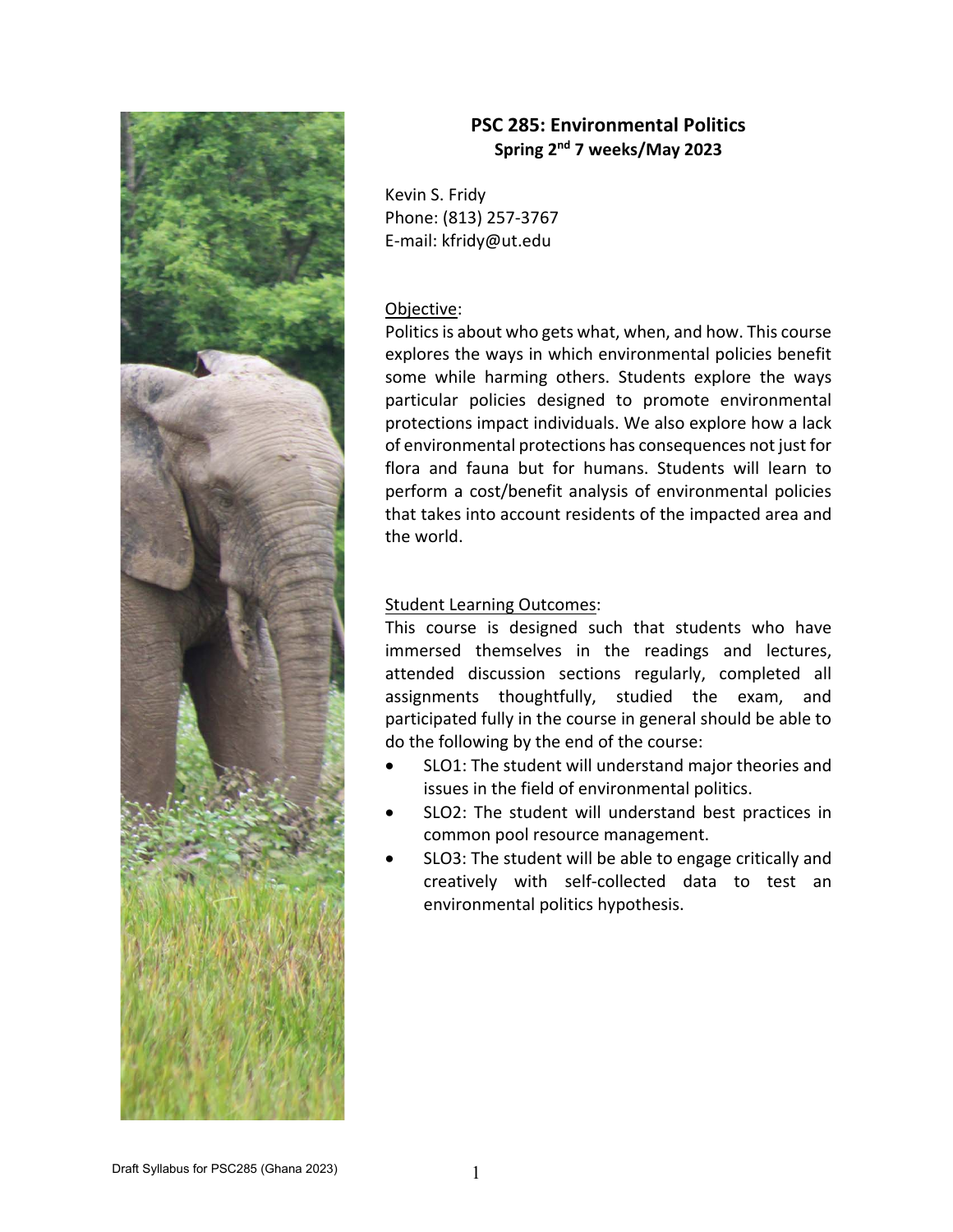# PSC 285: Environmental Politics

**Spring 2nd 7 weeks/May 2023**

Kevin S. Fridy
Phone: (813) 257-3767
E-mail: kfridy@ut.edu

Objective:

Politics is about who gets what, when, and how. This course explores the ways in which environmental policies benefit some while harming others. Students explore the ways particular policies designed to promote environmental protections impact individuals. We also explore how a lack of environmental protections has consequences not just for flora and fauna but for humans. Students will learn to perform a cost/benefit analysis of environmental policies that takes into account residents of the impacted area and the world.

Student Learning Outcomes:

This course is designed such that students who have immersed themselves in the readings and lectures, attended discussion sections regularly, completed all assignments thoughtfully, studied the exam, and participated fully in the course in general should be able to do the following by the end of the course:

- SLO1: The student will understand major theories and issues in the field of environmental politics.
- SLO2: The student will understand best practices in common pool resource management.
- SLO3: The student will be able to engage critically and creatively with self-collected data to test an environmental politics hypothesis.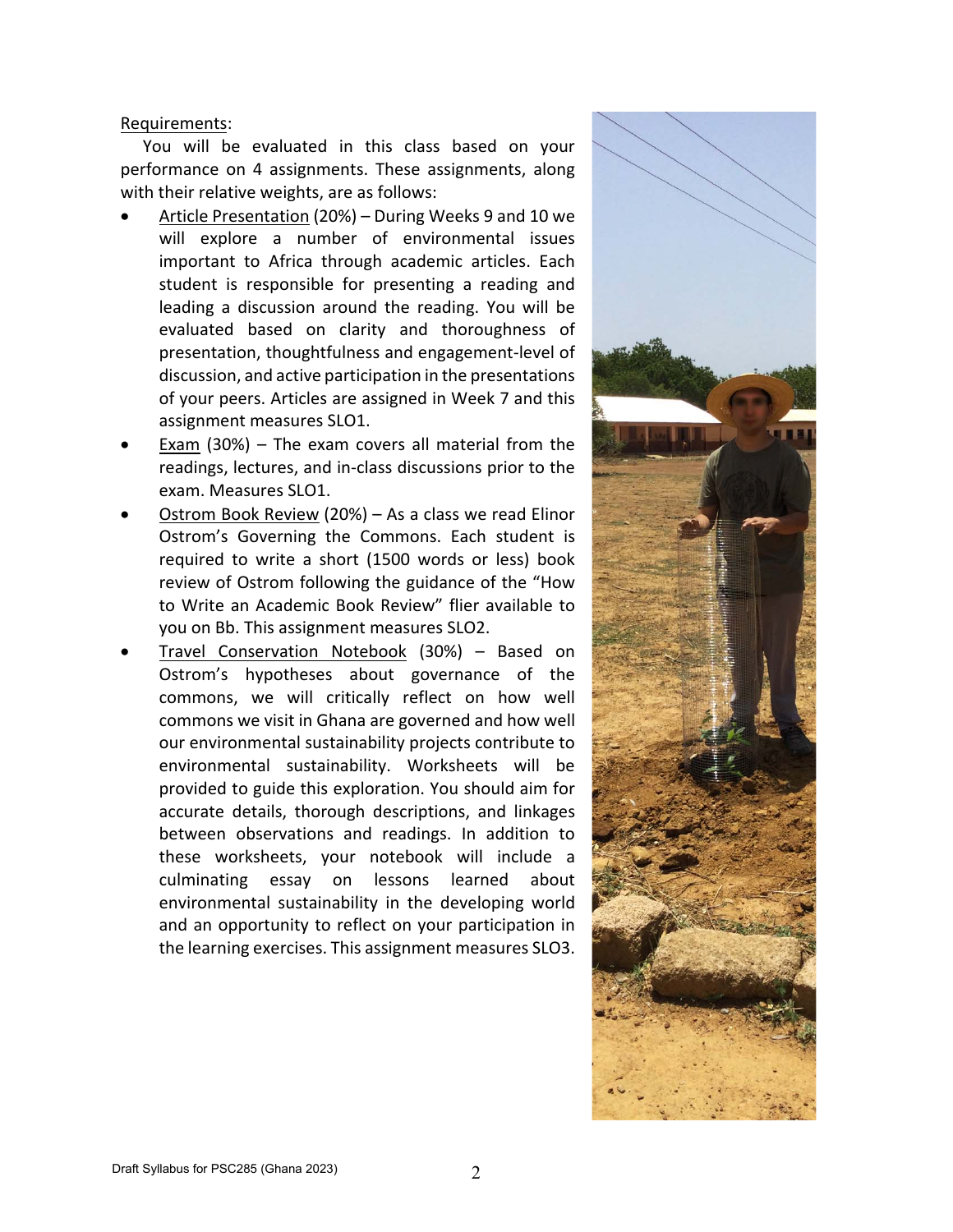Requirements:

You will be evaluated in this class based on your performance on 4 assignments. These assignments, along with their relative weights, are as follows:

- Article Presentation (20%) – During Weeks 9 and 10 we will explore a number of environmental issues important to Africa through academic articles. Each student is responsible for presenting a reading and leading a discussion around the reading. You will be evaluated based on clarity and thoroughness of presentation, thoughtfulness and engagement-level of discussion, and active participation in the presentations of your peers. Articles are assigned in Week 7 and this assignment measures SLO1.
- Exam (30%) – The exam covers all material from the readings, lectures, and in-class discussions prior to the exam. Measures SLO1.
- Ostrom Book Review (20%) – As a class we read Elinor Ostrom's Governing the Commons. Each student is required to write a short (1500 words or less) book review of Ostrom following the guidance of the "How to Write an Academic Book Review" flier available to you on Bb. This assignment measures SLO2.
- Travel Conservation Notebook (30%) – Based on Ostrom's hypotheses about governance of the commons, we will critically reflect on how well commons we visit in Ghana are governed and how well our environmental sustainability projects contribute to environmental sustainability. Worksheets will be provided to guide this exploration. You should aim for accurate details, thorough descriptions, and linkages between observations and readings. In addition to these worksheets, your notebook will include a culminating essay on lessons learned about environmental sustainability in the developing world and an opportunity to reflect on your participation in the learning exercises. This assignment measures SLO3.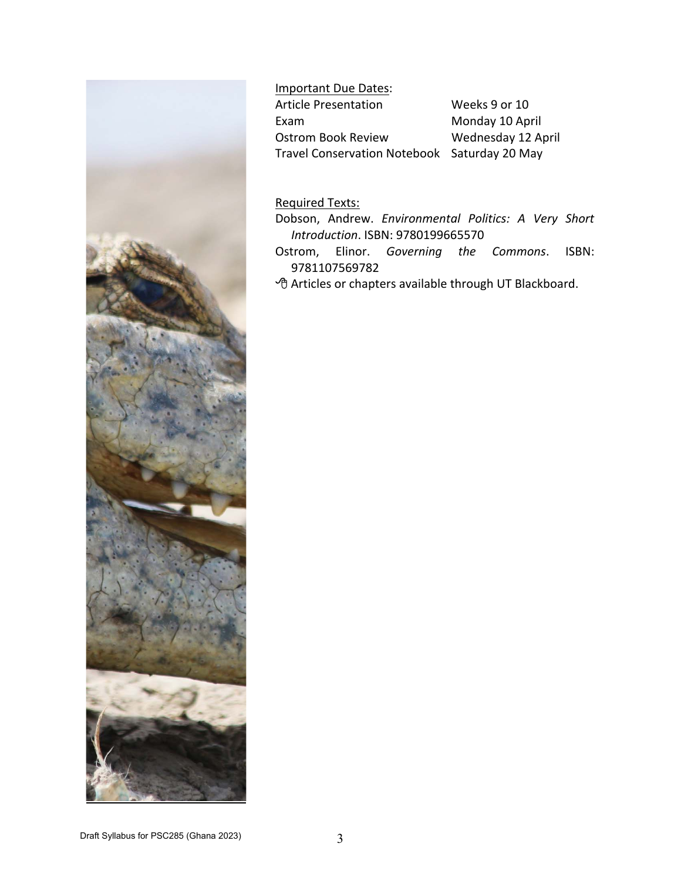Important Due Dates:

| | |
|---|---|
| Article Presentation | Weeks 9 or 10 |
| Exam | Monday 10 April |
| Ostrom Book Review | Wednesday 12 April |
| Travel Conservation Notebook | Saturday 20 May |

Required Texts:

Dobson, Andrew. *Environmental Politics: A Very Short Introduction*. ISBN: 9780199665570

Ostrom, Elinor. *Governing the Commons*. ISBN: 9781107569782

🖰 Articles or chapters available through UT Blackboard.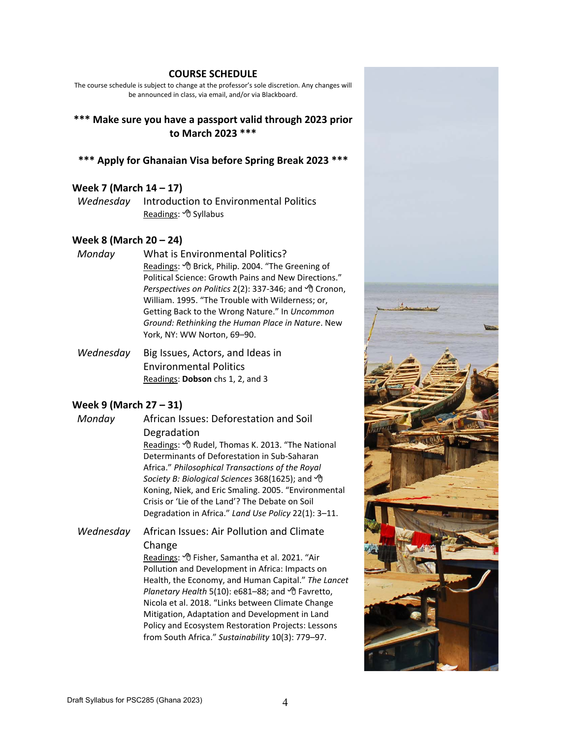## COURSE SCHEDULE

The course schedule is subject to change at the professor's sole discretion. Any changes will be announced in class, via email, and/or via Blackboard.

**\*\*\* Make sure you have a passport valid through 2023 prior to March 2023 \*\*\***

**\*\*\* Apply for Ghanaian Visa before Spring Break 2023 \*\*\***

### Week 7 (March 14 – 17)

*Wednesday* Introduction to Environmental Politics
Readings: 🖰 Syllabus

### Week 8 (March 20 – 24)

*Monday* What is Environmental Politics?
Readings: 🖰 Brick, Philip. 2004. "The Greening of Political Science: Growth Pains and New Directions." *Perspectives on Politics* 2(2): 337-346; and 🖰 Cronon, William. 1995. "The Trouble with Wilderness; or, Getting Back to the Wrong Nature." In *Uncommon Ground: Rethinking the Human Place in Nature*. New York, NY: WW Norton, 69–90.

*Wednesday* Big Issues, Actors, and Ideas in Environmental Politics
Readings: **Dobson** chs 1, 2, and 3

### Week 9 (March 27 – 31)

*Monday* African Issues: Deforestation and Soil Degradation
Readings: 🖰 Rudel, Thomas K. 2013. "The National Determinants of Deforestation in Sub-Saharan Africa." *Philosophical Transactions of the Royal Society B: Biological Sciences* 368(1625); and 🖰 Koning, Niek, and Eric Smaling. 2005. "Environmental Crisis or 'Lie of the Land'? The Debate on Soil Degradation in Africa." *Land Use Policy* 22(1): 3–11.

*Wednesday* African Issues: Air Pollution and Climate Change
Readings: 🖰 Fisher, Samantha et al. 2021. "Air Pollution and Development in Africa: Impacts on Health, the Economy, and Human Capital." *The Lancet Planetary Health* 5(10): e681–88; and 🖰 Favretto, Nicola et al. 2018. "Links between Climate Change Mitigation, Adaptation and Development in Land Policy and Ecosystem Restoration Projects: Lessons from South Africa." *Sustainability* 10(3): 779–97.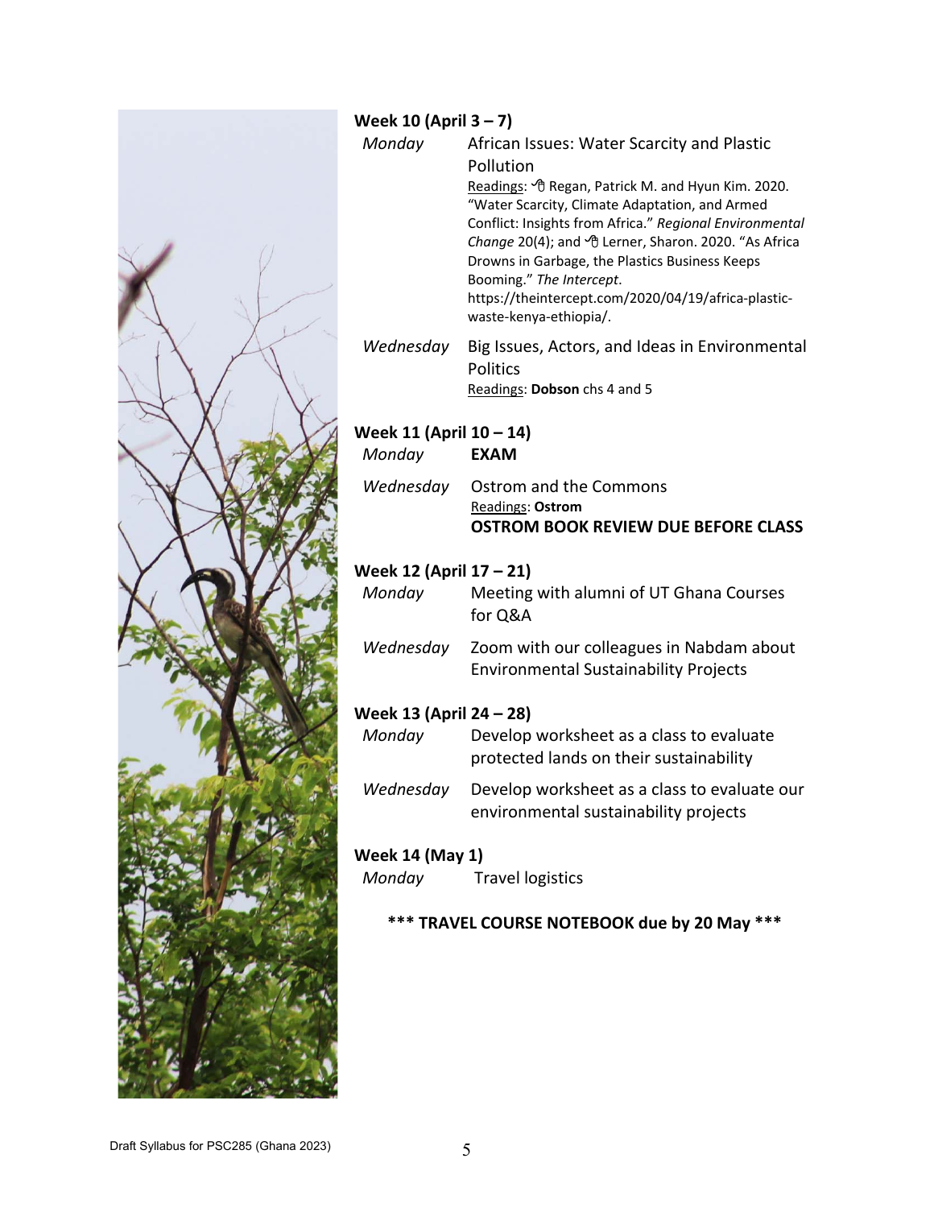**Week 10 (April 3 – 7)**

*Monday* African Issues: Water Scarcity and Plastic Pollution
Readings: 🖰 Regan, Patrick M. and Hyun Kim. 2020. "Water Scarcity, Climate Adaptation, and Armed Conflict: Insights from Africa." *Regional Environmental Change* 20(4); and 🖰 Lerner, Sharon. 2020. "As Africa Drowns in Garbage, the Plastics Business Keeps Booming." *The Intercept*. https://theintercept.com/2020/04/19/africa-plastic-waste-kenya-ethiopia/.

*Wednesday* Big Issues, Actors, and Ideas in Environmental Politics
Readings: **Dobson** chs 4 and 5

**Week 11 (April 10 – 14)**

*Monday* **EXAM**

*Wednesday* Ostrom and the Commons
Readings: **Ostrom**
**OSTROM BOOK REVIEW DUE BEFORE CLASS**

**Week 12 (April 17 – 21)**

*Monday* Meeting with alumni of UT Ghana Courses for Q&A

*Wednesday* Zoom with our colleagues in Nabdam about Environmental Sustainability Projects

**Week 13 (April 24 – 28)**

*Monday* Develop worksheet as a class to evaluate protected lands on their sustainability

*Wednesday* Develop worksheet as a class to evaluate our environmental sustainability projects

**Week 14 (May 1)**

*Monday* Travel logistics

**\*\*\* TRAVEL COURSE NOTEBOOK due by 20 May \*\*\***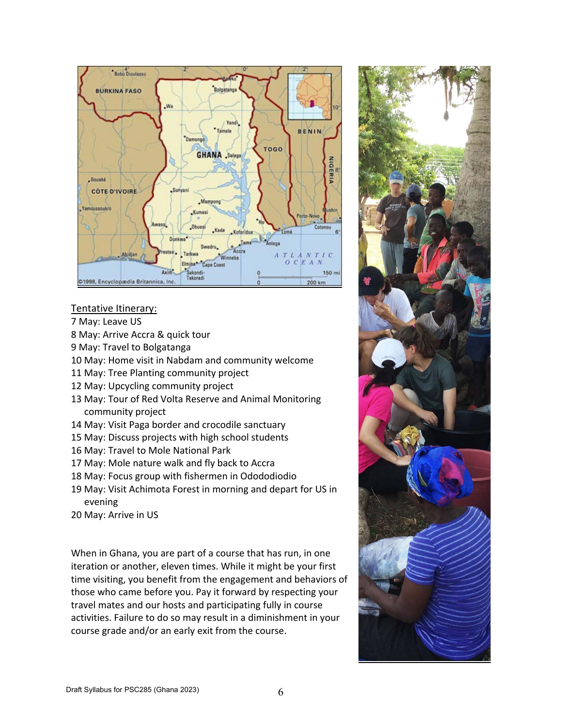Tentative Itinerary:

- 7 May: Leave US
- 8 May: Arrive Accra & quick tour
- 9 May: Travel to Bolgatanga
- 10 May: Home visit in Nabdam and community welcome
- 11 May: Tree Planting community project
- 12 May: Upcycling community project
- 13 May: Tour of Red Volta Reserve and Animal Monitoring community project
- 14 May: Visit Paga border and crocodile sanctuary
- 15 May: Discuss projects with high school students
- 16 May: Travel to Mole National Park
- 17 May: Mole nature walk and fly back to Accra
- 18 May: Focus group with fishermen in Odododiodio
- 19 May: Visit Achimota Forest in morning and depart for US in evening
- 20 May: Arrive in US

When in Ghana, you are part of a course that has run, in one iteration or another, eleven times. While it might be your first time visiting, you benefit from the engagement and behaviors of those who came before you. Pay it forward by respecting your travel mates and our hosts and participating fully in course activities. Failure to do so may result in a diminishment in your course grade and/or an early exit from the course.